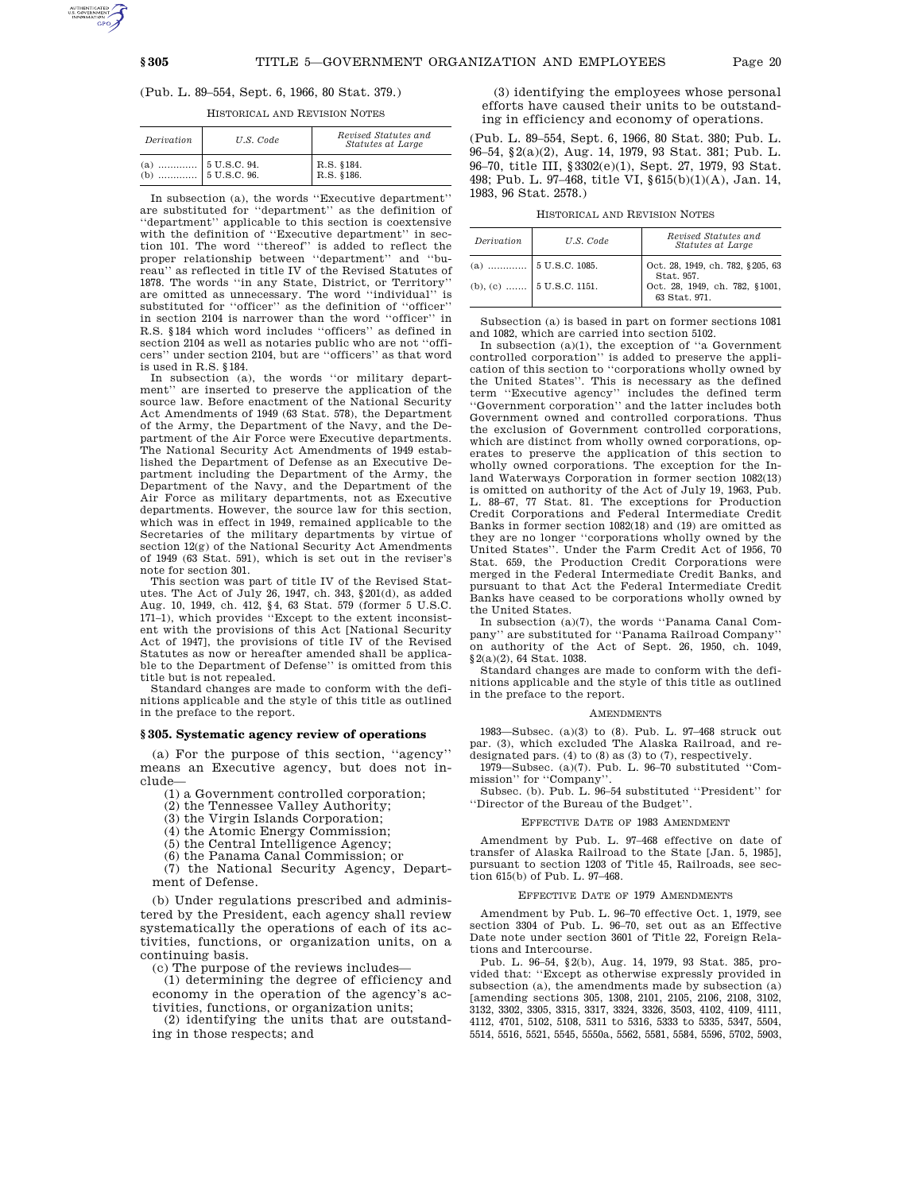(Pub. L. 89–554, Sept. 6, 1966, 80 Stat. 379.)

HISTORICAL AND REVISION NOTES

| *Derivation* | *U.S. Code* | *Revised Statutes and Statutes at Large* |
|---|---|---|
| (a) ............ | 5 U.S.C. 94. | R.S. §184. |
| (b) ............ | 5 U.S.C. 96. | R.S. §186. |

In subsection (a), the words ''Executive department'' are substituted for ''department'' as the definition of ''department'' applicable to this section is coextensive with the definition of ''Executive department'' in section 101. The word ''thereof'' is added to reflect the proper relationship between ''department'' and ''bureau'' as reflected in title IV of the Revised Statutes of 1878. The words ''in any State, District, or Territory'' are omitted as unnecessary. The word ''individual'' is substituted for ''officer'' as the definition of ''officer'' in section 2104 is narrower than the word ''officer'' in R.S. §184 which word includes ''officers'' as defined in section 2104 as well as notaries public who are not ''officers'' under section 2104, but are ''officers'' as that word is used in R.S. §184.

In subsection (a), the words ''or military department'' are inserted to preserve the application of the source law. Before enactment of the National Security Act Amendments of 1949 (63 Stat. 578), the Department of the Army, the Department of the Navy, and the Department of the Air Force were Executive departments. The National Security Act Amendments of 1949 established the Department of Defense as an Executive Department including the Department of the Army, the Department of the Navy, and the Department of the Air Force as military departments, not as Executive departments. However, the source law for this section, which was in effect in 1949, remained applicable to the Secretaries of the military departments by virtue of section 12(g) of the National Security Act Amendments of 1949 (63 Stat. 591), which is set out in the reviser's note for section 301.

This section was part of title IV of the Revised Statutes. The Act of July 26, 1947, ch. 343, §201(d), as added Aug. 10, 1949, ch. 412, §4, 63 Stat. 579 (former 5 U.S.C. 171–1), which provides ''Except to the extent inconsistent with the provisions of this Act [National Security Act of 1947], the provisions of title IV of the Revised Statutes as now or hereafter amended shall be applicable to the Department of Defense'' is omitted from this title but is not repealed.

Standard changes are made to conform with the definitions applicable and the style of this title as outlined in the preface to the report.

## §305. Systematic agency review of operations

(a) For the purpose of this section, ''agency'' means an Executive agency, but does not include—

(1) a Government controlled corporation;

(2) the Tennessee Valley Authority;

(3) the Virgin Islands Corporation;

(4) the Atomic Energy Commission;

(5) the Central Intelligence Agency;

(6) the Panama Canal Commission; or

(7) the National Security Agency, Department of Defense.

(b) Under regulations prescribed and administered by the President, each agency shall review systematically the operations of each of its activities, functions, or organization units, on a continuing basis.

(c) The purpose of the reviews includes—

(1) determining the degree of efficiency and economy in the operation of the agency's activities, functions, or organization units;

(2) identifying the units that are outstanding in those respects; and

(3) identifying the employees whose personal efforts have caused their units to be outstanding in efficiency and economy of operations.

(Pub. L. 89–554, Sept. 6, 1966, 80 Stat. 380; Pub. L. 96–54, §2(a)(2), Aug. 14, 1979, 93 Stat. 381; Pub. L. 96–70, title III, §3302(e)(1), Sept. 27, 1979, 93 Stat. 498; Pub. L. 97–468, title VI, §615(b)(1)(A), Jan. 14, 1983, 96 Stat. 2578.)

HISTORICAL AND REVISION NOTES

| *Derivation* | *U.S. Code* | *Revised Statutes and Statutes at Large* |
|---|---|---|
| (a) ............ | 5 U.S.C. 1085. | Oct. 28, 1949, ch. 782, §205, 63 Stat. 957. |
| (b), (c) ....... | 5 U.S.C. 1151. | Oct. 28, 1949, ch. 782, §1001, 63 Stat. 971. |

Subsection (a) is based in part on former sections 1081 and 1082, which are carried into section 5102.

In subsection (a)(1), the exception of ''a Government controlled corporation'' is added to preserve the application of this section to ''corporations wholly owned by the United States''. This is necessary as the defined term ''Executive agency'' includes the defined term ''Government corporation'' and the latter includes both Government owned and controlled corporations. Thus the exclusion of Government controlled corporations, which are distinct from wholly owned corporations, operates to preserve the application of this section to wholly owned corporations. The exception for the Inland Waterways Corporation in former section 1082(13) is omitted on authority of the Act of July 19, 1963, Pub. L. 88–67, 77 Stat. 81. The exceptions for Production Credit Corporations and Federal Intermediate Credit Banks in former section 1082(18) and (19) are omitted as they are no longer ''corporations wholly owned by the United States''. Under the Farm Credit Act of 1956, 70 Stat. 659, the Production Credit Corporations were merged in the Federal Intermediate Credit Banks, and pursuant to that Act the Federal Intermediate Credit Banks have ceased to be corporations wholly owned by the United States.

In subsection (a)(7), the words ''Panama Canal Company'' are substituted for ''Panama Railroad Company'' on authority of the Act of Sept. 26, 1950, ch. 1049, §2(a)(2), 64 Stat. 1038.

Standard changes are made to conform with the definitions applicable and the style of this title as outlined in the preface to the report.

AMENDMENTS

1983—Subsec. (a)(3) to (8). Pub. L. 97–468 struck out par. (3), which excluded The Alaska Railroad, and redesignated pars. (4) to (8) as (3) to (7), respectively.

1979—Subsec. (a)(7). Pub. L. 96–70 substituted ''Commission'' for ''Company''.

Subsec. (b). Pub. L. 96–54 substituted ''President'' for ''Director of the Bureau of the Budget''.

EFFECTIVE DATE OF 1983 AMENDMENT

Amendment by Pub. L. 97–468 effective on date of transfer of Alaska Railroad to the State [Jan. 5, 1985], pursuant to section 1203 of Title 45, Railroads, see section 615(b) of Pub. L. 97–468.

EFFECTIVE DATE OF 1979 AMENDMENTS

Amendment by Pub. L. 96–70 effective Oct. 1, 1979, see section 3304 of Pub. L. 96–70, set out as an Effective Date note under section 3601 of Title 22, Foreign Relations and Intercourse.

Pub. L. 96–54, §2(b), Aug. 14, 1979, 93 Stat. 385, provided that: ''Except as otherwise expressly provided in subsection (a), the amendments made by subsection (a) [amending sections 305, 1308, 2101, 2105, 2106, 2108, 3102, 3132, 3302, 3305, 3315, 3317, 3324, 3326, 3503, 4102, 4109, 4111, 4112, 4701, 5102, 5108, 5311 to 5316, 5333 to 5335, 5347, 5504, 5514, 5516, 5521, 5545, 5550a, 5562, 5581, 5584, 5596, 5702, 5903,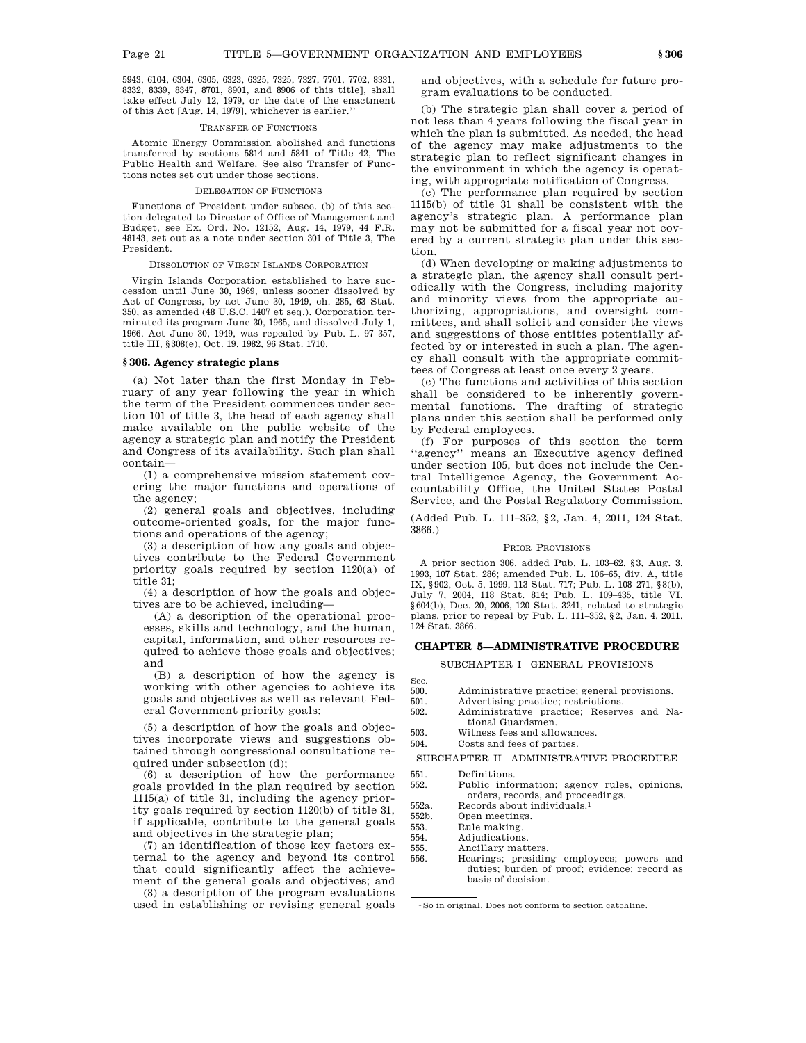5943, 6104, 6304, 6305, 6323, 6325, 7325, 7327, 7701, 7702, 8331, 8332, 8339, 8347, 8701, 8901, and 8906 of this title], shall take effect July 12, 1979, or the date of the enactment of this Act [Aug. 14, 1979], whichever is earlier.''

TRANSFER OF FUNCTIONS

Atomic Energy Commission abolished and functions transferred by sections 5814 and 5841 of Title 42, The Public Health and Welfare. See also Transfer of Functions notes set out under those sections.

DELEGATION OF FUNCTIONS

Functions of President under subsec. (b) of this section delegated to Director of Office of Management and Budget, see Ex. Ord. No. 12152, Aug. 14, 1979, 44 F.R. 48143, set out as a note under section 301 of Title 3, The President.

DISSOLUTION OF VIRGIN ISLANDS CORPORATION

Virgin Islands Corporation established to have succession until June 30, 1969, unless sooner dissolved by Act of Congress, by act June 30, 1949, ch. 285, 63 Stat. 350, as amended (48 U.S.C. 1407 et seq.). Corporation terminated its program June 30, 1965, and dissolved July 1, 1966. Act June 30, 1949, was repealed by Pub. L. 97–357, title III, §308(e), Oct. 19, 1982, 96 Stat. 1710.

### §306. Agency strategic plans

(a) Not later than the first Monday in February of any year following the year in which the term of the President commences under section 101 of title 3, the head of each agency shall make available on the public website of the agency a strategic plan and notify the President and Congress of its availability. Such plan shall contain—

(1) a comprehensive mission statement covering the major functions and operations of the agency;

(2) general goals and objectives, including outcome-oriented goals, for the major functions and operations of the agency;

(3) a description of how any goals and objectives contribute to the Federal Government priority goals required by section 1120(a) of title 31;

(4) a description of how the goals and objectives are to be achieved, including—

(A) a description of the operational processes, skills and technology, and the human, capital, information, and other resources required to achieve those goals and objectives; and

(B) a description of how the agency is working with other agencies to achieve its goals and objectives as well as relevant Federal Government priority goals;

(5) a description of how the goals and objectives incorporate views and suggestions obtained through congressional consultations required under subsection (d);

(6) a description of how the performance goals provided in the plan required by section 1115(a) of title 31, including the agency priority goals required by section 1120(b) of title 31, if applicable, contribute to the general goals and objectives in the strategic plan;

(7) an identification of those key factors external to the agency and beyond its control that could significantly affect the achievement of the general goals and objectives; and

(8) a description of the program evaluations used in establishing or revising general goals and objectives, with a schedule for future program evaluations to be conducted.

(b) The strategic plan shall cover a period of not less than 4 years following the fiscal year in which the plan is submitted. As needed, the head of the agency may make adjustments to the strategic plan to reflect significant changes in the environment in which the agency is operating, with appropriate notification of Congress.

(c) The performance plan required by section 1115(b) of title 31 shall be consistent with the agency's strategic plan. A performance plan may not be submitted for a fiscal year not covered by a current strategic plan under this section.

(d) When developing or making adjustments to a strategic plan, the agency shall consult periodically with the Congress, including majority and minority views from the appropriate authorizing, appropriations, and oversight committees, and shall solicit and consider the views and suggestions of those entities potentially affected by or interested in such a plan. The agency shall consult with the appropriate committees of Congress at least once every 2 years.

(e) The functions and activities of this section shall be considered to be inherently governmental functions. The drafting of strategic plans under this section shall be performed only by Federal employees.

(f) For purposes of this section the term ''agency'' means an Executive agency defined under section 105, but does not include the Central Intelligence Agency, the Government Accountability Office, the United States Postal Service, and the Postal Regulatory Commission.

(Added Pub. L. 111–352, §2, Jan. 4, 2011, 124 Stat. 3866.)

PRIOR PROVISIONS

A prior section 306, added Pub. L. 103–62, §3, Aug. 3, 1993, 107 Stat. 286; amended Pub. L. 106–65, div. A, title IX, §902, Oct. 5, 1999, 113 Stat. 717; Pub. L. 108–271, §8(b), July 7, 2004, 118 Stat. 814; Pub. L. 109–435, title VI, §604(b), Dec. 20, 2006, 120 Stat. 3241, related to strategic plans, prior to repeal by Pub. L. 111–352, §2, Jan. 4, 2011, 124 Stat. 3866.

## CHAPTER 5—ADMINISTRATIVE PROCEDURE

SUBCHAPTER I—GENERAL PROVISIONS

| Sec. | |
|---|---|
| 500. | Administrative practice; general provisions. |
| 501. | Advertising practice; restrictions. |
| 502. | Administrative practice; Reserves and National Guardsmen. |
| 503. | Witness fees and allowances. |
| 504. | Costs and fees of parties. |

SUBCHAPTER II—ADMINISTRATIVE PROCEDURE

| | |
|---|---|
| 551. | Definitions. |
| 552. | Public information; agency rules, opinions, orders, records, and proceedings. |
| 552a. | Records about individuals.[1] |
| 552b. | Open meetings. |
| 553. | Rule making. |
| 554. | Adjudications. |
| 555. | Ancillary matters. |
| 556. | Hearings; presiding employees; powers and duties; burden of proof; evidence; record as basis of decision. |

[1] So in original. Does not conform to section catchline.